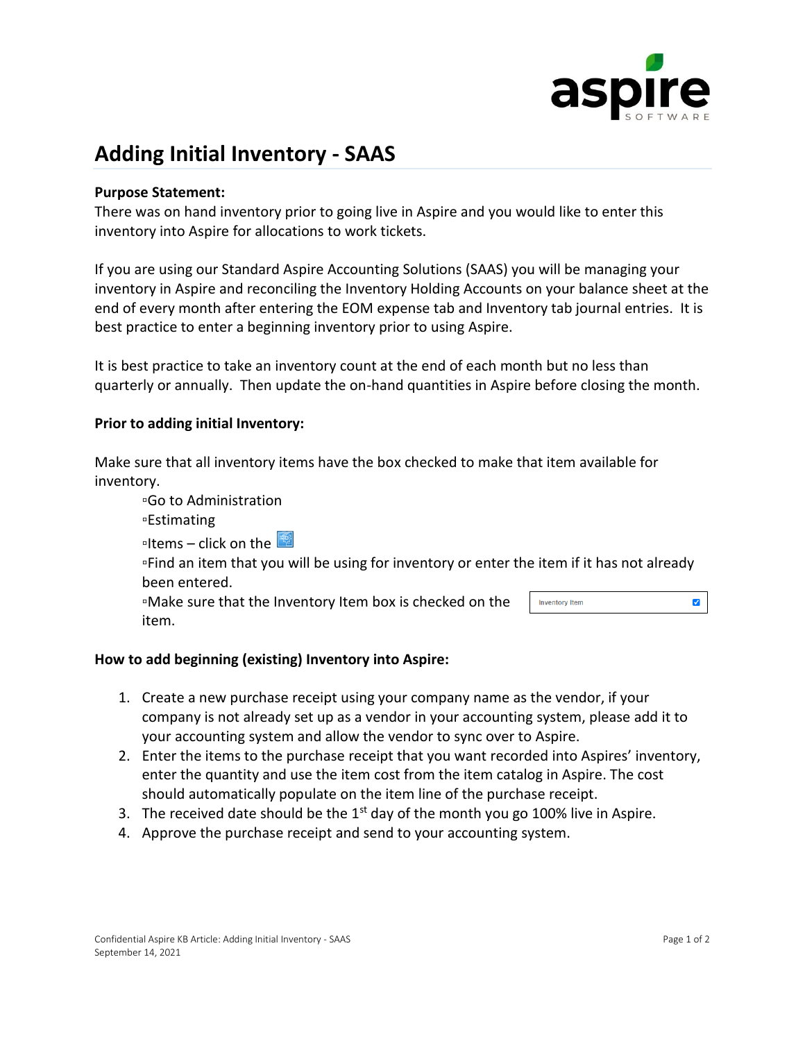# Adding Initial Inventory - SAAS

**Purpose Statement:**
There was on hand inventory prior to going live in Aspire and you would like to enter this inventory into Aspire for allocations to work tickets.

If you are using our Standard Aspire Accounting Solutions (SAAS) you will be managing your inventory in Aspire and reconciling the Inventory Holding Accounts on your balance sheet at the end of every month after entering the EOM expense tab and Inventory tab journal entries. It is best practice to enter a beginning inventory prior to using Aspire.

It is best practice to take an inventory count at the end of each month but no less than quarterly or annually. Then update the on-hand quantities in Aspire before closing the month.

**Prior to adding initial Inventory:**

Make sure that all inventory items have the box checked to make that item available for inventory.

- Go to Administration
- Estimating
- Items – click on the
- Find an item that you will be using for inventory or enter the item if it has not already been entered.
- Make sure that the Inventory Item box is checked on the item.

**How to add beginning (existing) Inventory into Aspire:**

1. Create a new purchase receipt using your company name as the vendor, if your company is not already set up as a vendor in your accounting system, please add it to your accounting system and allow the vendor to sync over to Aspire.
2. Enter the items to the purchase receipt that you want recorded into Aspires' inventory, enter the quantity and use the item cost from the item catalog in Aspire. The cost should automatically populate on the item line of the purchase receipt.
3. The received date should be the 1st day of the month you go 100% live in Aspire.
4. Approve the purchase receipt and send to your accounting system.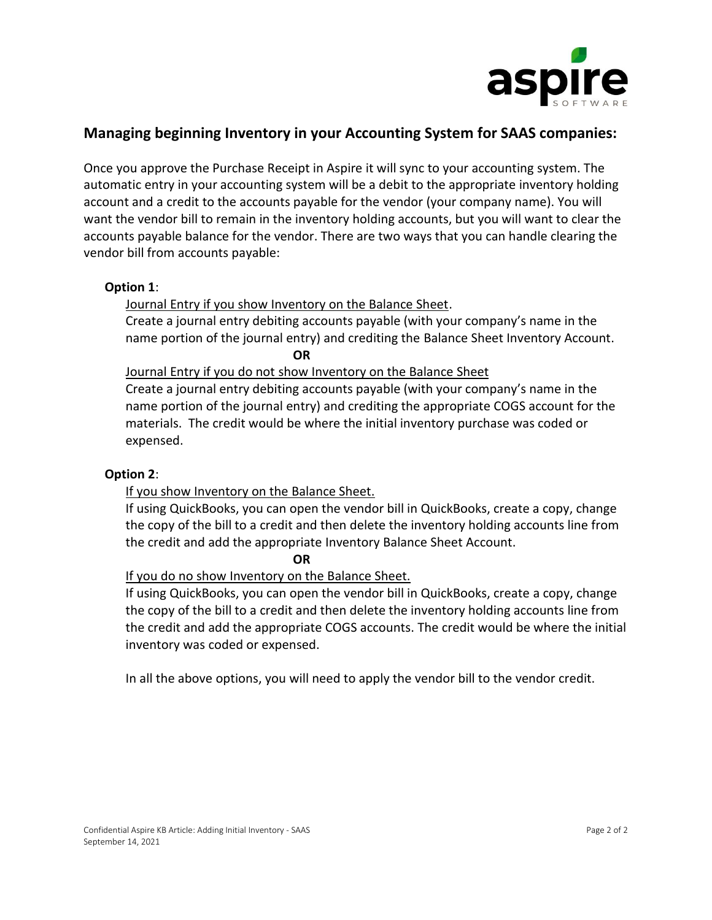## Managing beginning Inventory in your Accounting System for SAAS companies:

Once you approve the Purchase Receipt in Aspire it will sync to your accounting system. The automatic entry in your accounting system will be a debit to the appropriate inventory holding account and a credit to the accounts payable for the vendor (your company name). You will want the vendor bill to remain in the inventory holding accounts, but you will want to clear the accounts payable balance for the vendor. There are two ways that you can handle clearing the vendor bill from accounts payable:

**Option 1**:

<u>Journal Entry if you show Inventory on the Balance Sheet</u>.

Create a journal entry debiting accounts payable (with your company's name in the name portion of the journal entry) and crediting the Balance Sheet Inventory Account.

**OR**

<u>Journal Entry if you do not show Inventory on the Balance Sheet</u>

Create a journal entry debiting accounts payable (with your company's name in the name portion of the journal entry) and crediting the appropriate COGS account for the materials. The credit would be where the initial inventory purchase was coded or expensed.

**Option 2**:

<u>If you show Inventory on the Balance Sheet.</u>

If using QuickBooks, you can open the vendor bill in QuickBooks, create a copy, change the copy of the bill to a credit and then delete the inventory holding accounts line from the credit and add the appropriate Inventory Balance Sheet Account.

**OR**

<u>If you do no show Inventory on the Balance Sheet.</u>

If using QuickBooks, you can open the vendor bill in QuickBooks, create a copy, change the copy of the bill to a credit and then delete the inventory holding accounts line from the credit and add the appropriate COGS accounts. The credit would be where the initial inventory was coded or expensed.

In all the above options, you will need to apply the vendor bill to the vendor credit.